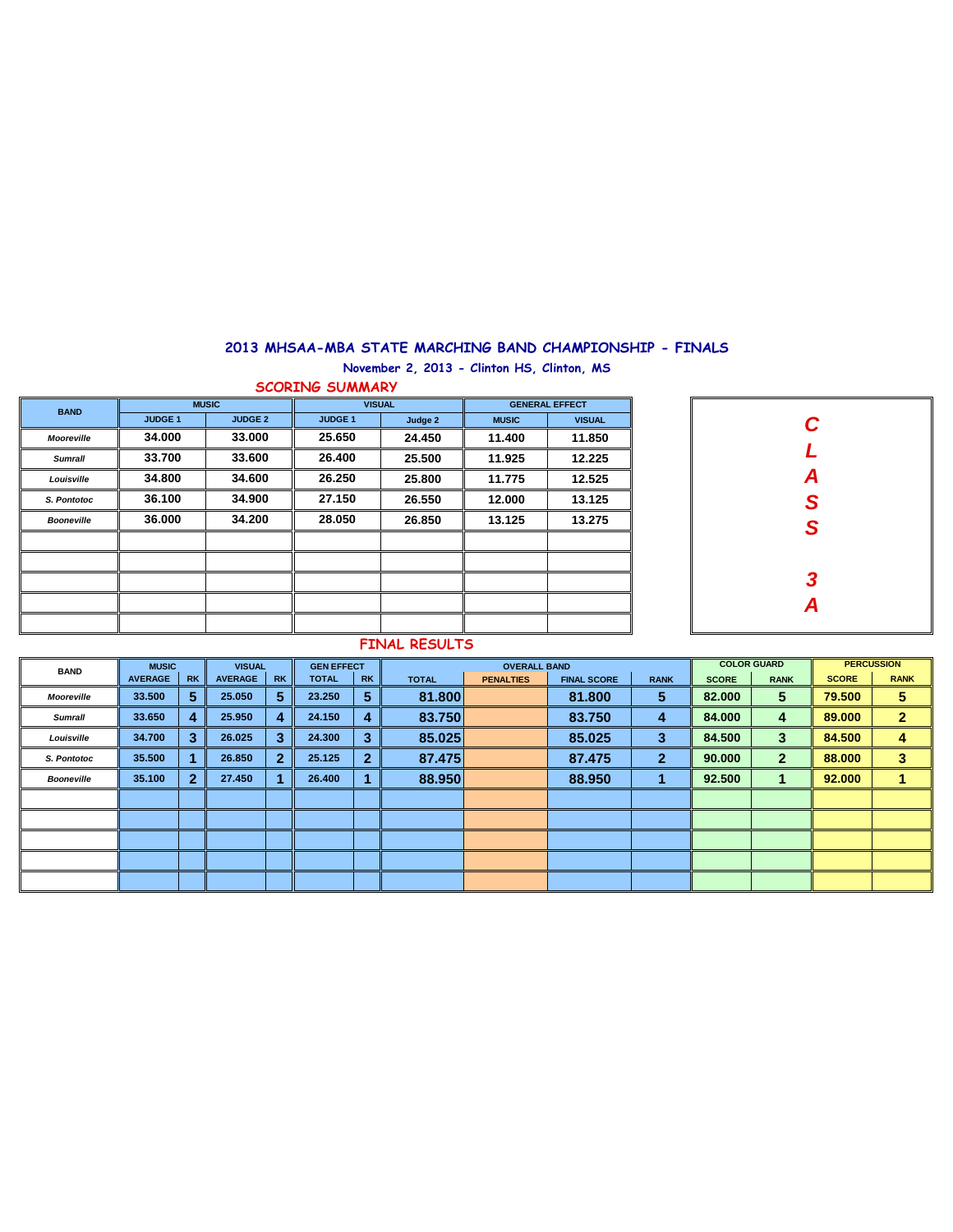# 2013 MHSAA-MBA STATE MARCHING BAND CHAMPIONSHIP - FINALS

**November 2, 2013 - Clinton HS, Clinton, MS**

## SCORING SUMMARY

| BAND | MUSIC | | VISUAL | | GENERAL EFFECT | |
|---|---|---|---|---|---|---|
| | JUDGE 1 | JUDGE 2 | JUDGE 1 | Judge 2 | MUSIC | VISUAL |
| *Mooreville* | 34.000 | 33.000 | 25.650 | 24.450 | 11.400 | 11.850 |
| *Sumrall* | 33.700 | 33.600 | 26.400 | 25.500 | 11.925 | 12.225 |
| *Louisville* | 34.800 | 34.600 | 26.250 | 25.800 | 11.775 | 12.525 |
| *S. Pontotoc* | 36.100 | 34.900 | 27.150 | 26.550 | 12.000 | 13.125 |
| *Booneville* | 36.000 | 34.200 | 28.050 | 26.850 | 13.125 | 13.275 |

**CLASS 3A**

## FINAL RESULTS

| BAND | MUSIC | | VISUAL | | GEN EFFECT | | OVERALL BAND | | | | COLOR GUARD | | PERCUSSION | |
|---|---|---|---|---|---|---|---|---|---|---|---|---|---|---|
| | AVERAGE | RK | AVERAGE | RK | TOTAL | RK | TOTAL | PENALTIES | FINAL SCORE | RANK | SCORE | RANK | SCORE | RANK |
| *Mooreville* | 33.500 | 5 | 25.050 | 5 | 23.250 | 5 | 81.800 | | 81.800 | 5 | 82.000 | 5 | 79.500 | 5 |
| *Sumrall* | 33.650 | 4 | 25.950 | 4 | 24.150 | 4 | 83.750 | | 83.750 | 4 | 84.000 | 4 | 89.000 | 2 |
| *Louisville* | 34.700 | 3 | 26.025 | 3 | 24.300 | 3 | 85.025 | | 85.025 | 3 | 84.500 | 3 | 84.500 | 4 |
| *S. Pontotoc* | 35.500 | 1 | 26.850 | 2 | 25.125 | 2 | 87.475 | | 87.475 | 2 | 90.000 | 2 | 88.000 | 3 |
| *Booneville* | 35.100 | 2 | 27.450 | 1 | 26.400 | 1 | 88.950 | | 88.950 | 1 | 92.500 | 1 | 92.000 | 1 |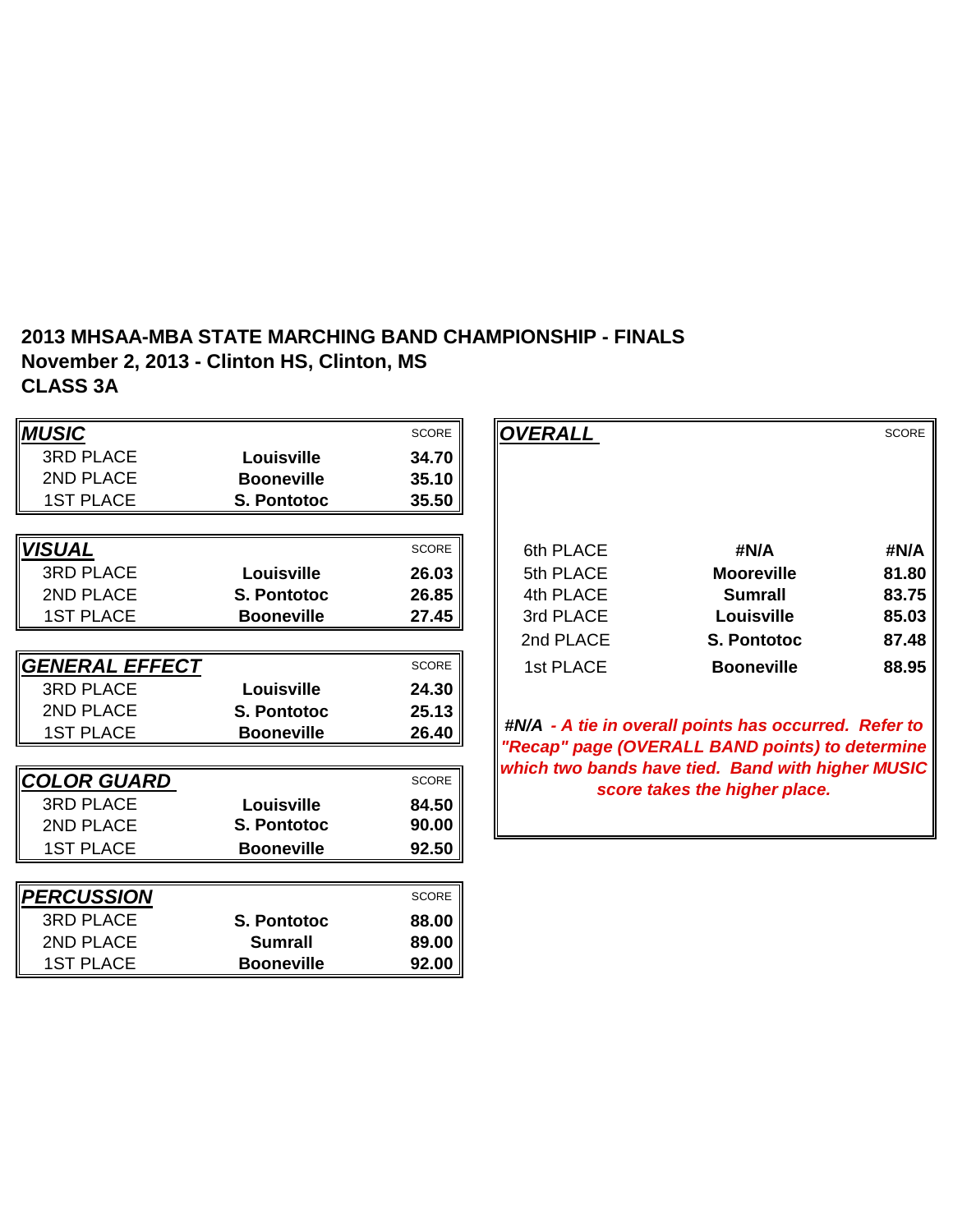**2013 MHSAA-MBA STATE MARCHING BAND CHAMPIONSHIP - FINALS**
**November 2, 2013 - Clinton HS, Clinton, MS**
**CLASS 3A**

| ***MUSIC*** | | SCORE |
|---|---|---|
| 3RD PLACE | **Louisville** | **34.70** |
| 2ND PLACE | **Booneville** | **35.10** |
| 1ST PLACE | **S. Pontotoc** | **35.50** |

| ***VISUAL*** | | SCORE |
|---|---|---|
| 3RD PLACE | **Louisville** | **26.03** |
| 2ND PLACE | **S. Pontotoc** | **26.85** |
| 1ST PLACE | **Booneville** | **27.45** |

| ***GENERAL EFFECT*** | | SCORE |
|---|---|---|
| 3RD PLACE | **Louisville** | **24.30** |
| 2ND PLACE | **S. Pontotoc** | **25.13** |
| 1ST PLACE | **Booneville** | **26.40** |

| ***COLOR GUARD*** | | SCORE |
|---|---|---|
| 3RD PLACE | **Louisville** | **84.50** |
| 2ND PLACE | **S. Pontotoc** | **90.00** |
| 1ST PLACE | **Booneville** | **92.50** |

| ***PERCUSSION*** | | SCORE |
|---|---|---|
| 3RD PLACE | **S. Pontotoc** | **88.00** |
| 2ND PLACE | **Sumrall** | **89.00** |
| 1ST PLACE | **Booneville** | **92.00** |

| ***OVERALL*** | | SCORE |
|---|---|---|
| 6th PLACE | **#N/A** | **#N/A** |
| 5th PLACE | **Mooreville** | **81.80** |
| 4th PLACE | **Sumrall** | **83.75** |
| 3rd PLACE | **Louisville** | **85.03** |
| 2nd PLACE | **S. Pontotoc** | **87.48** |
| 1st PLACE | **Booneville** | **88.95** |

***#N/A - A tie in overall points has occurred. Refer to "Recap" page (OVERALL BAND points) to determine which two bands have tied. Band with higher MUSIC score takes the higher place.***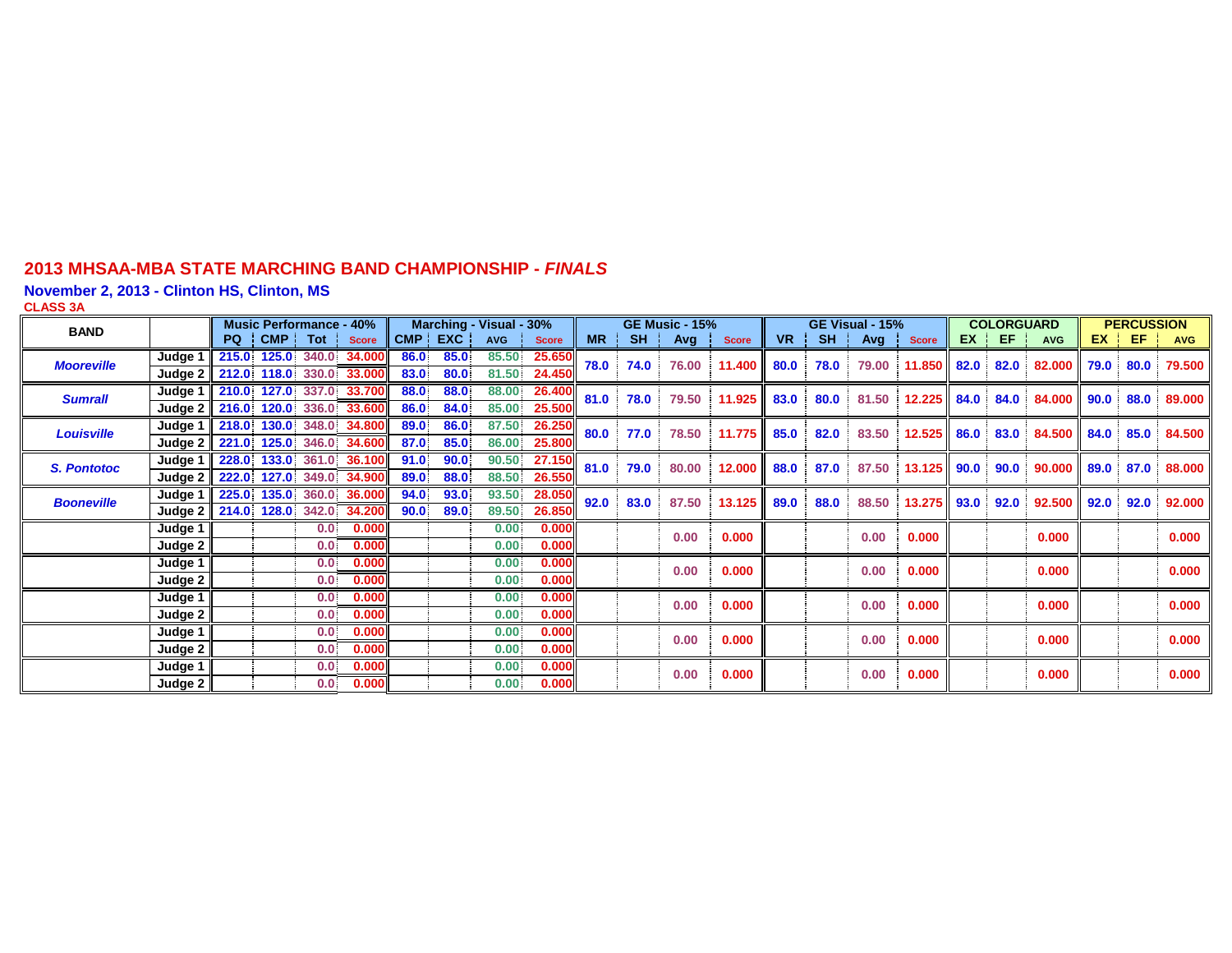# 2013 MHSAA-MBA STATE MARCHING BAND CHAMPIONSHIP - *FINALS*

## November 2, 2013 - Clinton HS, Clinton, MS

### CLASS 3A

| BAND | | Music Performance - 40% | | | | Marching - Visual - 30% | | | | GE Music - 15% | | | | GE Visual - 15% | | | | COLORGUARD | | | PERCUSSION | | |
|---|---|---|---|---|---|---|---|---|---|---|---|---|---|---|---|---|---|---|---|---|---|---|---|
| | | PQ | CMP | Tot | Score | CMP | EXC | AVG | Score | MR | SH | Avg | Score | VR | SH | Avg | Score | EX | EF | AVG | EX | EF | AVG |
| *Mooreville* | Judge 1 | 215.0 | 125.0 | 340.0 | 34.000 | 86.0 | 85.0 | 85.50 | 25.650 | 78.0 | 74.0 | 76.00 | 11.400 | 80.0 | 78.0 | 79.00 | 11.850 | 82.0 | 82.0 | 82.000 | 79.0 | 80.0 | 79.500 |
| | Judge 2 | 212.0 | 118.0 | 330.0 | 33.000 | 83.0 | 80.0 | 81.50 | 24.450 | | | | | | | | | | | | | | |
| *Sumrall* | Judge 1 | 210.0 | 127.0 | 337.0 | 33.700 | 88.0 | 88.0 | 88.00 | 26.400 | 81.0 | 78.0 | 79.50 | 11.925 | 83.0 | 80.0 | 81.50 | 12.225 | 84.0 | 84.0 | 84.000 | 90.0 | 88.0 | 89.000 |
| | Judge 2 | 216.0 | 120.0 | 336.0 | 33.600 | 86.0 | 84.0 | 85.00 | 25.500 | | | | | | | | | | | | | | |
| *Louisville* | Judge 1 | 218.0 | 130.0 | 348.0 | 34.800 | 89.0 | 86.0 | 87.50 | 26.250 | 80.0 | 77.0 | 78.50 | 11.775 | 85.0 | 82.0 | 83.50 | 12.525 | 86.0 | 83.0 | 84.500 | 84.0 | 85.0 | 84.500 |
| | Judge 2 | 221.0 | 125.0 | 346.0 | 34.600 | 87.0 | 85.0 | 86.00 | 25.800 | | | | | | | | | | | | | | |
| *S. Pontotoc* | Judge 1 | 228.0 | 133.0 | 361.0 | 36.100 | 91.0 | 90.0 | 90.50 | 27.150 | 81.0 | 79.0 | 80.00 | 12.000 | 88.0 | 87.0 | 87.50 | 13.125 | 90.0 | 90.0 | 90.000 | 89.0 | 87.0 | 88.000 |
| | Judge 2 | 222.0 | 127.0 | 349.0 | 34.900 | 89.0 | 88.0 | 88.50 | 26.550 | | | | | | | | | | | | | | |
| *Booneville* | Judge 1 | 225.0 | 135.0 | 360.0 | 36.000 | 94.0 | 93.0 | 93.50 | 28.050 | 92.0 | 83.0 | 87.50 | 13.125 | 89.0 | 88.0 | 88.50 | 13.275 | 93.0 | 92.0 | 92.500 | 92.0 | 92.0 | 92.000 |
| | Judge 2 | 214.0 | 128.0 | 342.0 | 34.200 | 90.0 | 89.0 | 89.50 | 26.850 | | | | | | | | | | | | | | |
| | Judge 1 | | | 0.0 | 0.000 | | | 0.00 | 0.000 | | | 0.00 | 0.000 | | | 0.00 | 0.000 | | | 0.000 | | | 0.000 |
| | Judge 2 | | | 0.0 | 0.000 | | | 0.00 | 0.000 | | | | | | | | | | | | | | |
| | Judge 1 | | | 0.0 | 0.000 | | | 0.00 | 0.000 | | | 0.00 | 0.000 | | | 0.00 | 0.000 | | | 0.000 | | | 0.000 |
| | Judge 2 | | | 0.0 | 0.000 | | | 0.00 | 0.000 | | | | | | | | | | | | | | |
| | Judge 1 | | | 0.0 | 0.000 | | | 0.00 | 0.000 | | | 0.00 | 0.000 | | | 0.00 | 0.000 | | | 0.000 | | | 0.000 |
| | Judge 2 | | | 0.0 | 0.000 | | | 0.00 | 0.000 | | | | | | | | | | | | | | |
| | Judge 1 | | | 0.0 | 0.000 | | | 0.00 | 0.000 | | | 0.00 | 0.000 | | | 0.00 | 0.000 | | | 0.000 | | | 0.000 |
| | Judge 2 | | | 0.0 | 0.000 | | | 0.00 | 0.000 | | | | | | | | | | | | | | |
| | Judge 1 | | | 0.0 | 0.000 | | | 0.00 | 0.000 | | | 0.00 | 0.000 | | | 0.00 | 0.000 | | | 0.000 | | | 0.000 |
| | Judge 2 | | | 0.0 | 0.000 | | | 0.00 | 0.000 | | | | | | | | | | | | | | |